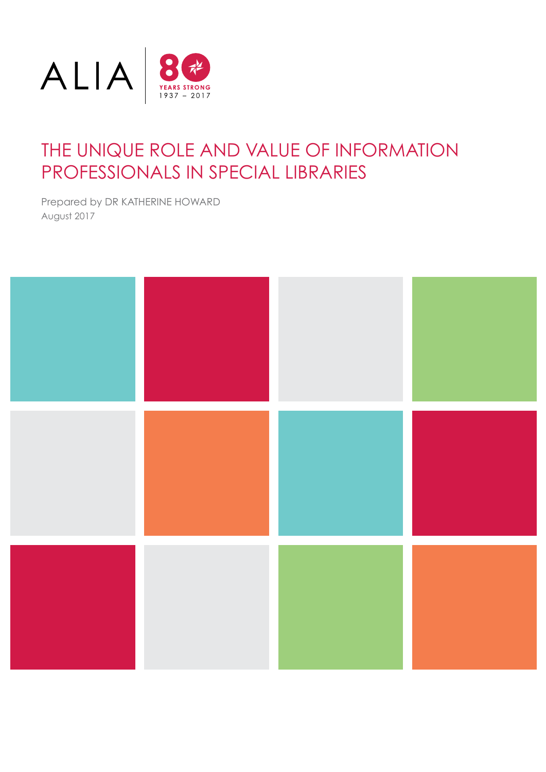ALIA

80 YEARS STRONG 1937 – 2017

# THE UNIQUE ROLE AND VALUE OF INFORMATION PROFESSIONALS IN SPECIAL LIBRARIES

Prepared by DR KATHERINE HOWARD

August 2017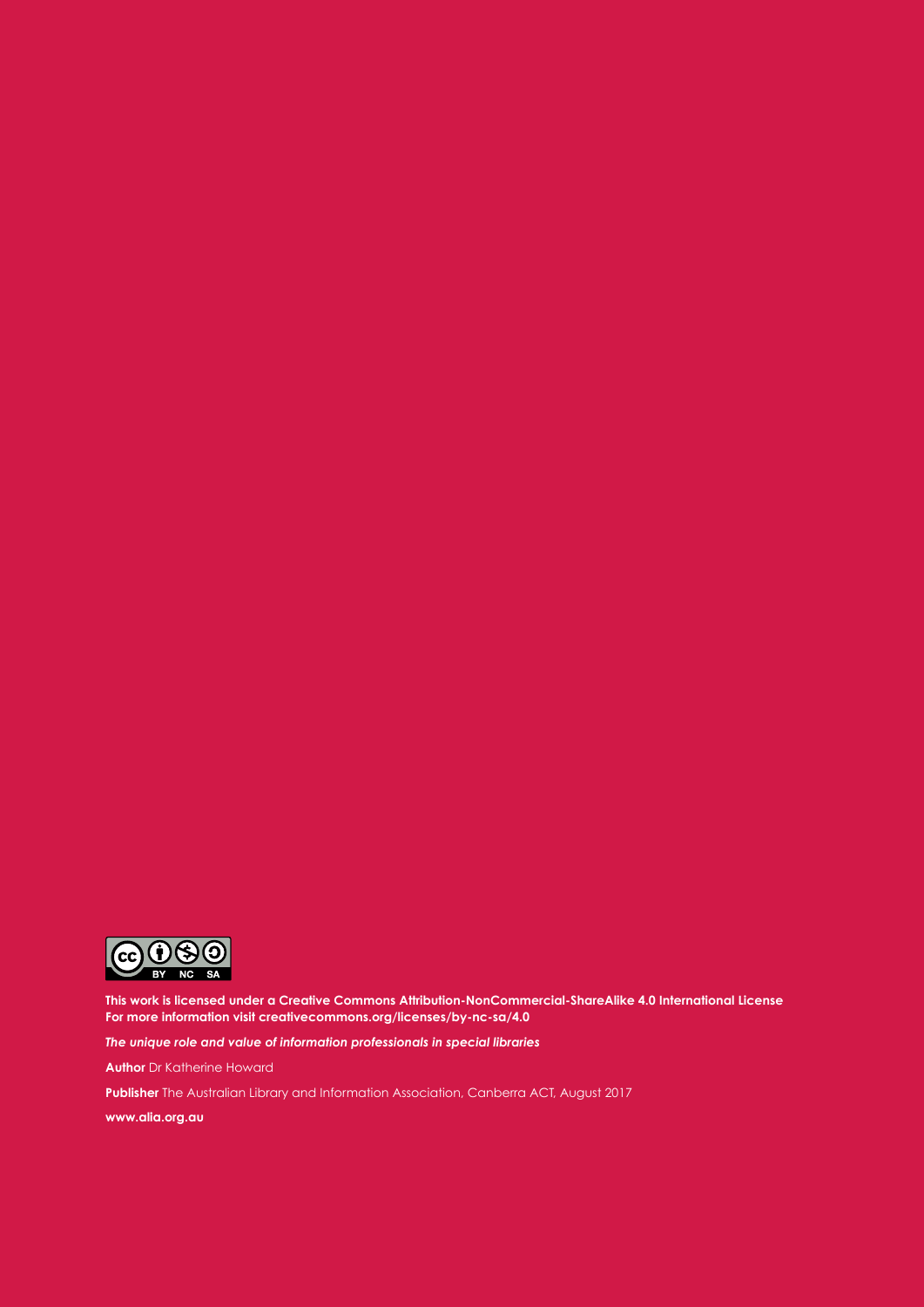**This work is licensed under a Creative Commons Attribution-NonCommercial-ShareAlike 4.0 International License**
**For more information visit creativecommons.org/licenses/by-nc-sa/4.0**

***The unique role and value of information professionals in special libraries***

**Author** Dr Katherine Howard

**Publisher** The Australian Library and Information Association, Canberra ACT, August 2017

**www.alia.org.au**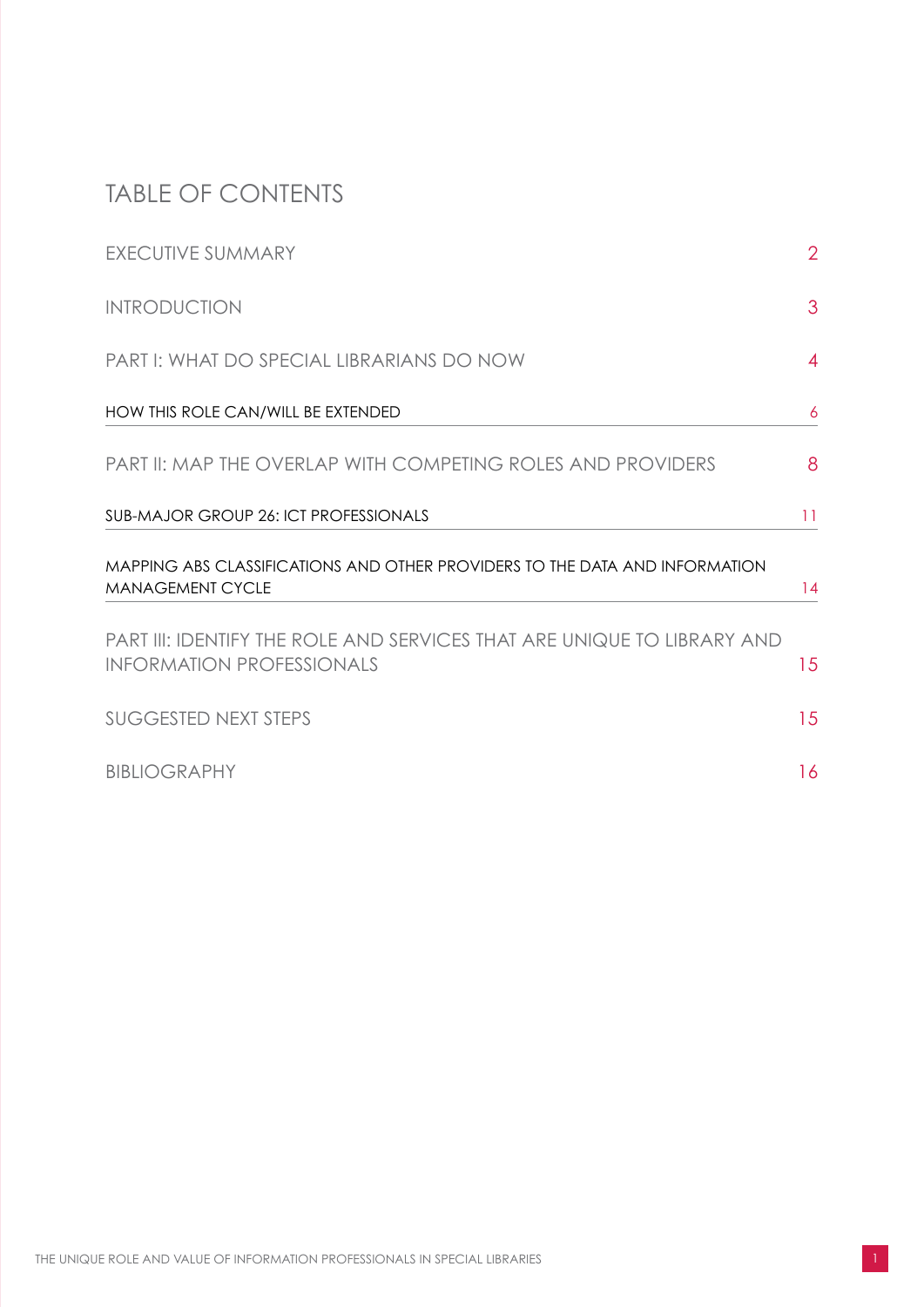# TABLE OF CONTENTS

| | |
|---|---|
| EXECUTIVE SUMMARY | 2 |
| INTRODUCTION | 3 |
| PART I: WHAT DO SPECIAL LIBRARIANS DO NOW | 4 |
| HOW THIS ROLE CAN/WILL BE EXTENDED | 6 |
| PART II: MAP THE OVERLAP WITH COMPETING ROLES AND PROVIDERS | 8 |
| SUB-MAJOR GROUP 26: ICT PROFESSIONALS | 11 |
| MAPPING ABS CLASSIFICATIONS AND OTHER PROVIDERS TO THE DATA AND INFORMATION MANAGEMENT CYCLE | 14 |
| PART III: IDENTIFY THE ROLE AND SERVICES THAT ARE UNIQUE TO LIBRARY AND INFORMATION PROFESSIONALS | 15 |
| SUGGESTED NEXT STEPS | 15 |
| BIBLIOGRAPHY | 16 |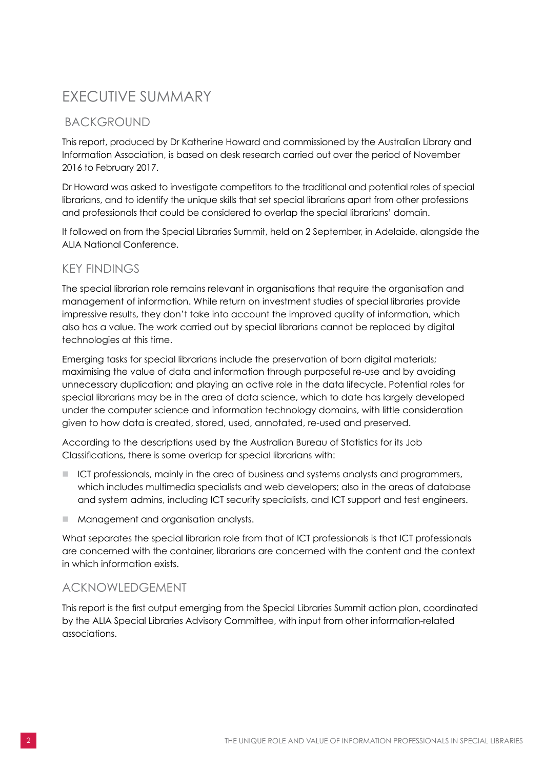# EXECUTIVE SUMMARY

## BACKGROUND

This report, produced by Dr Katherine Howard and commissioned by the Australian Library and Information Association, is based on desk research carried out over the period of November 2016 to February 2017.

Dr Howard was asked to investigate competitors to the traditional and potential roles of special librarians, and to identify the unique skills that set special librarians apart from other professions and professionals that could be considered to overlap the special librarians' domain.

It followed on from the Special Libraries Summit, held on 2 September, in Adelaide, alongside the ALIA National Conference.

## KEY FINDINGS

The special librarian role remains relevant in organisations that require the organisation and management of information. While return on investment studies of special libraries provide impressive results, they don't take into account the improved quality of information, which also has a value. The work carried out by special librarians cannot be replaced by digital technologies at this time.

Emerging tasks for special librarians include the preservation of born digital materials; maximising the value of data and information through purposeful re-use and by avoiding unnecessary duplication; and playing an active role in the data lifecycle. Potential roles for special librarians may be in the area of data science, which to date has largely developed under the computer science and information technology domains, with little consideration given to how data is created, stored, used, annotated, re-used and preserved.

According to the descriptions used by the Australian Bureau of Statistics for its Job Classifications, there is some overlap for special librarians with:

- ICT professionals, mainly in the area of business and systems analysts and programmers, which includes multimedia specialists and web developers; also in the areas of database and system admins, including ICT security specialists, and ICT support and test engineers.
- Management and organisation analysts.

What separates the special librarian role from that of ICT professionals is that ICT professionals are concerned with the container, librarians are concerned with the content and the context in which information exists.

## ACKNOWLEDGEMENT

This report is the first output emerging from the Special Libraries Summit action plan, coordinated by the ALIA Special Libraries Advisory Committee, with input from other information-related associations.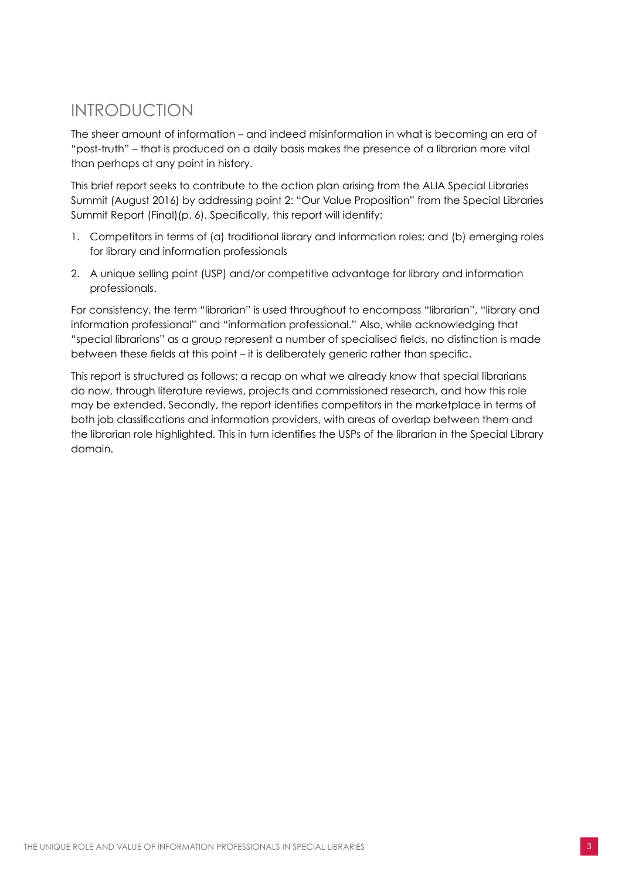# INTRODUCTION

The sheer amount of information – and indeed misinformation in what is becoming an era of "post-truth" – that is produced on a daily basis makes the presence of a librarian more vital than perhaps at any point in history.

This brief report seeks to contribute to the action plan arising from the ALIA Special Libraries Summit (August 2016) by addressing point 2: "Our Value Proposition" from the Special Libraries Summit Report (Final)(p. 6). Specifically, this report will identify:

1. Competitors in terms of (a) traditional library and information roles; and (b) emerging roles for library and information professionals
2. A unique selling point (USP) and/or competitive advantage for library and information professionals.

For consistency, the term "librarian" is used throughout to encompass "librarian", "library and information professional" and "information professional." Also, while acknowledging that "special librarians" as a group represent a number of specialised fields, no distinction is made between these fields at this point – it is deliberately generic rather than specific.

This report is structured as follows: a recap on what we already know that special librarians do now, through literature reviews, projects and commissioned research, and how this role may be extended. Secondly, the report identifies competitors in the marketplace in terms of both job classifications and information providers, with areas of overlap between them and the librarian role highlighted. This in turn identifies the USPs of the librarian in the Special Library domain.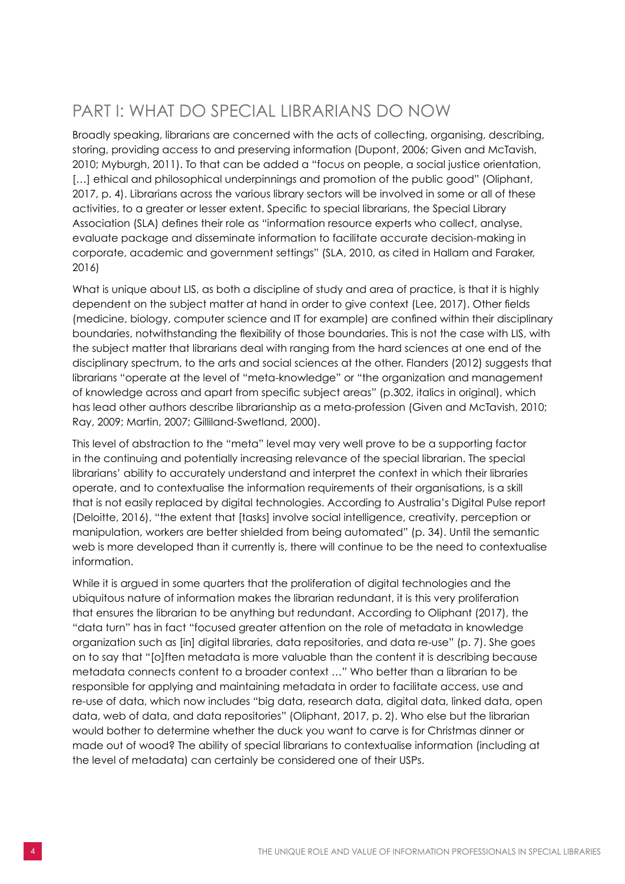## PART I: WHAT DO SPECIAL LIBRARIANS DO NOW

Broadly speaking, librarians are concerned with the acts of collecting, organising, describing, storing, providing access to and preserving information (Dupont, 2006; Given and McTavish, 2010; Myburgh, 2011). To that can be added a "focus on people, a social justice orientation, […] ethical and philosophical underpinnings and promotion of the public good" (Oliphant, 2017, p. 4). Librarians across the various library sectors will be involved in some or all of these activities, to a greater or lesser extent. Specific to special librarians, the Special Library Association (SLA) defines their role as "information resource experts who collect, analyse, evaluate package and disseminate information to facilitate accurate decision-making in corporate, academic and government settings" (SLA, 2010, as cited in Hallam and Faraker, 2016)

What is unique about LIS, as both a discipline of study and area of practice, is that it is highly dependent on the subject matter at hand in order to give context (Lee, 2017). Other fields (medicine, biology, computer science and IT for example) are confined within their disciplinary boundaries, notwithstanding the flexibility of those boundaries. This is not the case with LIS, with the subject matter that librarians deal with ranging from the hard sciences at one end of the disciplinary spectrum, to the arts and social sciences at the other. Flanders (2012) suggests that librarians "operate at the level of "meta-knowledge" or "the organization and management of knowledge across and apart from specific subject areas" (p.302, italics in original), which has lead other authors describe librarianship as a meta-profession (Given and McTavish, 2010; Ray, 2009; Martin, 2007; Gilliland-Swetland, 2000).

This level of abstraction to the "meta" level may very well prove to be a supporting factor in the continuing and potentially increasing relevance of the special librarian. The special librarians' ability to accurately understand and interpret the context in which their libraries operate, and to contextualise the information requirements of their organisations, is a skill that is not easily replaced by digital technologies. According to Australia's Digital Pulse report (Deloitte, 2016), "the extent that [tasks] involve social intelligence, creativity, perception or manipulation, workers are better shielded from being automated" (p. 34). Until the semantic web is more developed than it currently is, there will continue to be the need to contextualise information.

While it is argued in some quarters that the proliferation of digital technologies and the ubiquitous nature of information makes the librarian redundant, it is this very proliferation that ensures the librarian to be anything but redundant. According to Oliphant (2017), the "data turn" has in fact "focused greater attention on the role of metadata in knowledge organization such as [in] digital libraries, data repositories, and data re-use" (p. 7). She goes on to say that "[o]ften metadata is more valuable than the content it is describing because metadata connects content to a broader context …" Who better than a librarian to be responsible for applying and maintaining metadata in order to facilitate access, use and re-use of data, which now includes "big data, research data, digital data, linked data, open data, web of data, and data repositories" (Oliphant, 2017, p. 2). Who else but the librarian would bother to determine whether the duck you want to carve is for Christmas dinner or made out of wood? The ability of special librarians to contextualise information (including at the level of metadata) can certainly be considered one of their USPs.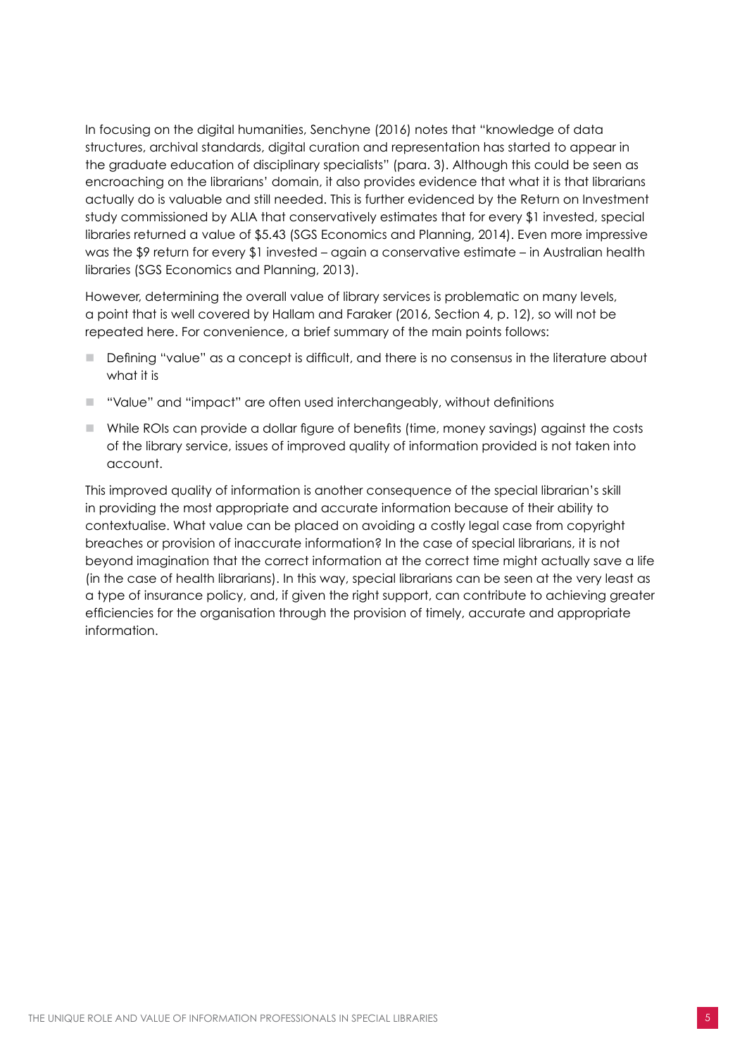In focusing on the digital humanities, Senchyne (2016) notes that "knowledge of data structures, archival standards, digital curation and representation has started to appear in the graduate education of disciplinary specialists" (para. 3). Although this could be seen as encroaching on the librarians' domain, it also provides evidence that what it is that librarians actually do is valuable and still needed. This is further evidenced by the Return on Investment study commissioned by ALIA that conservatively estimates that for every $1 invested, special libraries returned a value of $5.43 (SGS Economics and Planning, 2014). Even more impressive was the $9 return for every $1 invested – again a conservative estimate – in Australian health libraries (SGS Economics and Planning, 2013).

However, determining the overall value of library services is problematic on many levels, a point that is well covered by Hallam and Faraker (2016, Section 4, p. 12), so will not be repeated here. For convenience, a brief summary of the main points follows:

- Defining "value" as a concept is difficult, and there is no consensus in the literature about what it is
- "Value" and "impact" are often used interchangeably, without definitions
- While ROIs can provide a dollar figure of benefits (time, money savings) against the costs of the library service, issues of improved quality of information provided is not taken into account.

This improved quality of information is another consequence of the special librarian's skill in providing the most appropriate and accurate information because of their ability to contextualise. What value can be placed on avoiding a costly legal case from copyright breaches or provision of inaccurate information? In the case of special librarians, it is not beyond imagination that the correct information at the correct time might actually save a life (in the case of health librarians). In this way, special librarians can be seen at the very least as a type of insurance policy, and, if given the right support, can contribute to achieving greater efficiencies for the organisation through the provision of timely, accurate and appropriate information.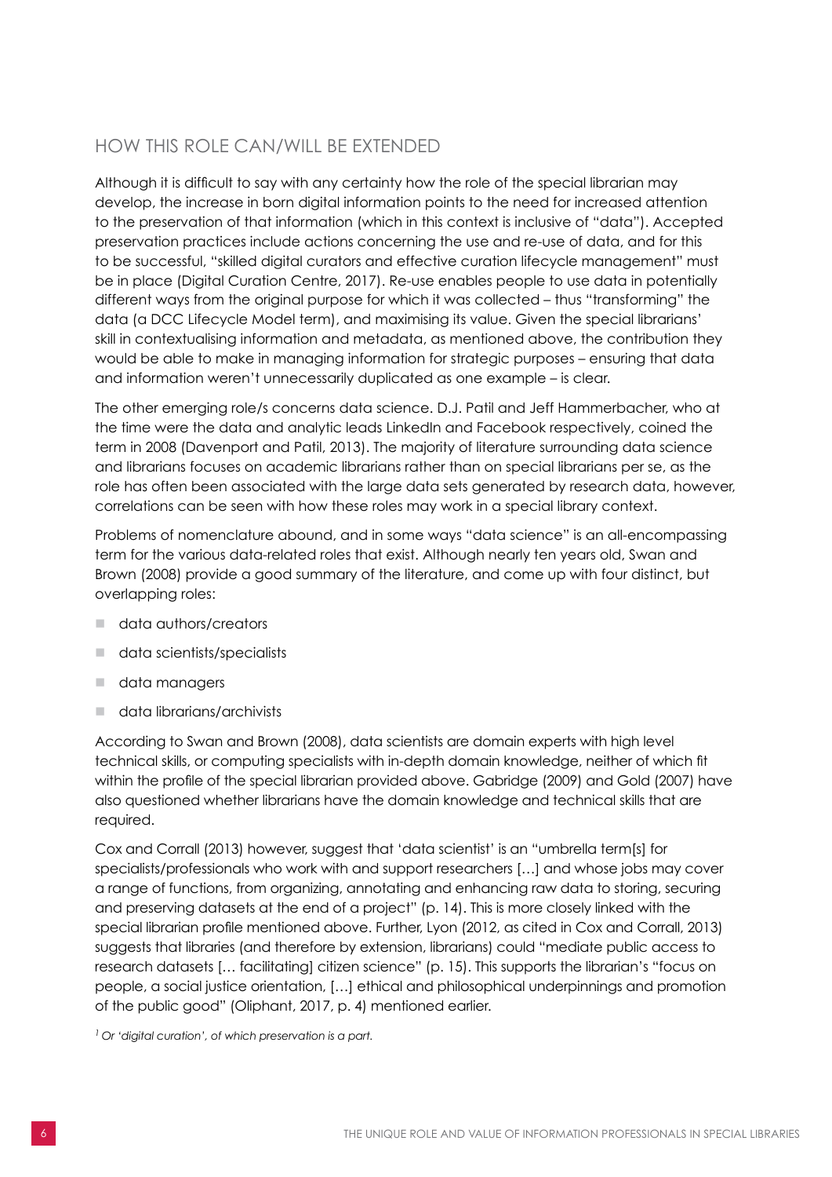## HOW THIS ROLE CAN/WILL BE EXTENDED

Although it is difficult to say with any certainty how the role of the special librarian may develop, the increase in born digital information points to the need for increased attention to the preservation of that information (which in this context is inclusive of "data"). Accepted preservation practices include actions concerning the use and re-use of data, and for this to be successful, "skilled digital curators and effective curation lifecycle management" must be in place (Digital Curation Centre, 2017). Re-use enables people to use data in potentially different ways from the original purpose for which it was collected – thus "transforming" the data (a DCC Lifecycle Model term), and maximising its value. Given the special librarians' skill in contextualising information and metadata, as mentioned above, the contribution they would be able to make in managing information for strategic purposes – ensuring that data and information weren't unnecessarily duplicated as one example – is clear.

The other emerging role/s concerns data science. D.J. Patil and Jeff Hammerbacher, who at the time were the data and analytic leads LinkedIn and Facebook respectively, coined the term in 2008 (Davenport and Patil, 2013). The majority of literature surrounding data science and librarians focuses on academic librarians rather than on special librarians per se, as the role has often been associated with the large data sets generated by research data, however, correlations can be seen with how these roles may work in a special library context.

Problems of nomenclature abound, and in some ways "data science" is an all-encompassing term for the various data-related roles that exist. Although nearly ten years old, Swan and Brown (2008) provide a good summary of the literature, and come up with four distinct, but overlapping roles:

- data authors/creators
- data scientists/specialists
- data managers
- data librarians/archivists

According to Swan and Brown (2008), data scientists are domain experts with high level technical skills, or computing specialists with in-depth domain knowledge, neither of which fit within the profile of the special librarian provided above. Gabridge (2009) and Gold (2007) have also questioned whether librarians have the domain knowledge and technical skills that are required.

Cox and Corrall (2013) however, suggest that 'data scientist' is an "umbrella term[s] for specialists/professionals who work with and support researchers […] and whose jobs may cover a range of functions, from organizing, annotating and enhancing raw data to storing, securing and preserving datasets at the end of a project" (p. 14). This is more closely linked with the special librarian profile mentioned above. Further, Lyon (2012, as cited in Cox and Corrall, 2013) suggests that libraries (and therefore by extension, librarians) could "mediate public access to research datasets [… facilitating] citizen science" (p. 15). This supports the librarian's "focus on people, a social justice orientation, […] ethical and philosophical underpinnings and promotion of the public good" (Oliphant, 2017, p. 4) mentioned earlier.

[1] *Or 'digital curation', of which preservation is a part.*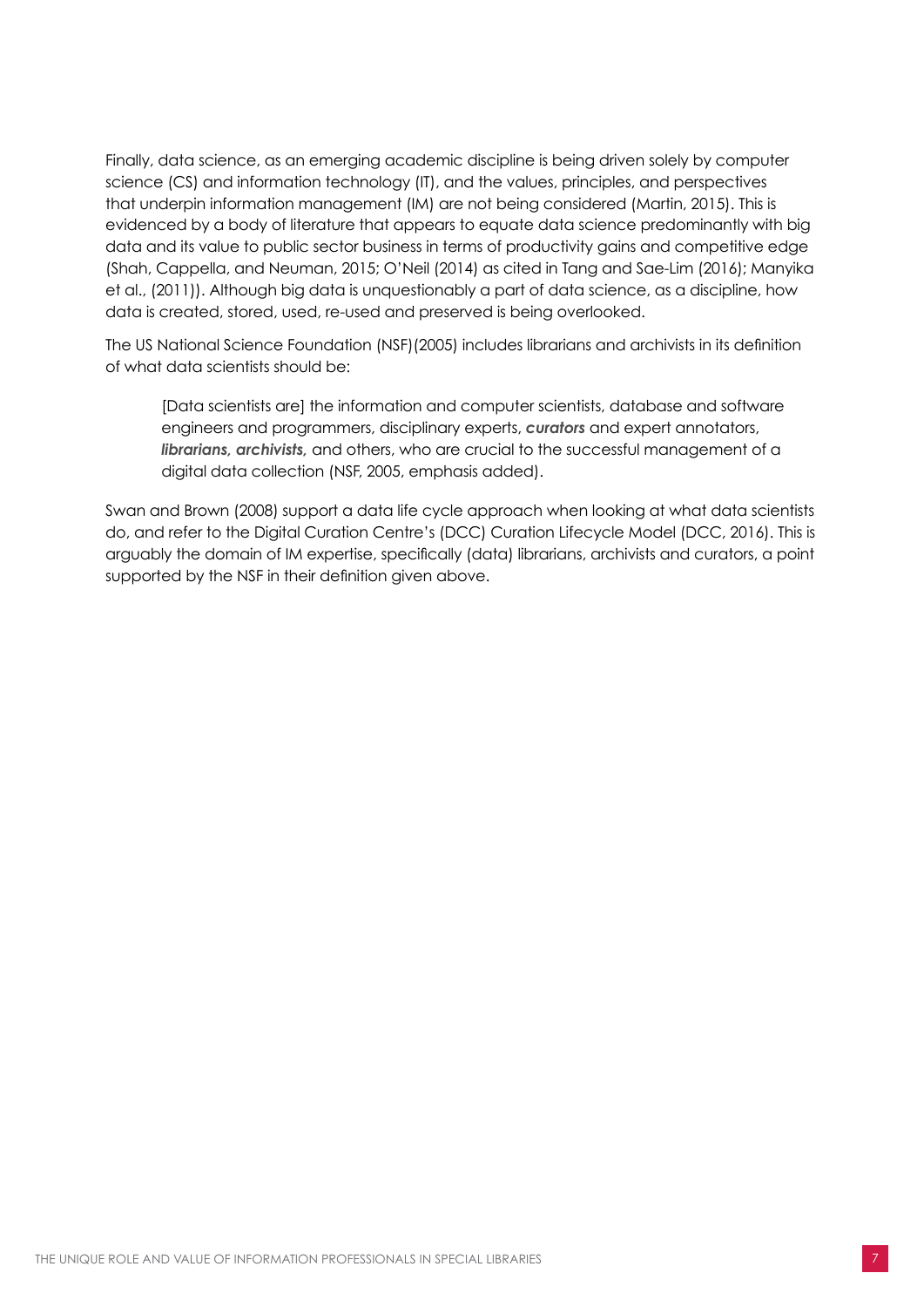Finally, data science, as an emerging academic discipline is being driven solely by computer science (CS) and information technology (IT), and the values, principles, and perspectives that underpin information management (IM) are not being considered (Martin, 2015). This is evidenced by a body of literature that appears to equate data science predominantly with big data and its value to public sector business in terms of productivity gains and competitive edge (Shah, Cappella, and Neuman, 2015; O'Neil (2014) as cited in Tang and Sae-Lim (2016); Manyika et al., (2011)). Although big data is unquestionably a part of data science, as a discipline, how data is created, stored, used, re-used and preserved is being overlooked.

The US National Science Foundation (NSF)(2005) includes librarians and archivists in its definition of what data scientists should be:

> [Data scientists are] the information and computer scientists, database and software engineers and programmers, disciplinary experts, ***curators*** and expert annotators, ***librarians, archivists,*** and others, who are crucial to the successful management of a digital data collection (NSF, 2005, emphasis added).

Swan and Brown (2008) support a data life cycle approach when looking at what data scientists do, and refer to the Digital Curation Centre's (DCC) Curation Lifecycle Model (DCC, 2016). This is arguably the domain of IM expertise, specifically (data) librarians, archivists and curators, a point supported by the NSF in their definition given above.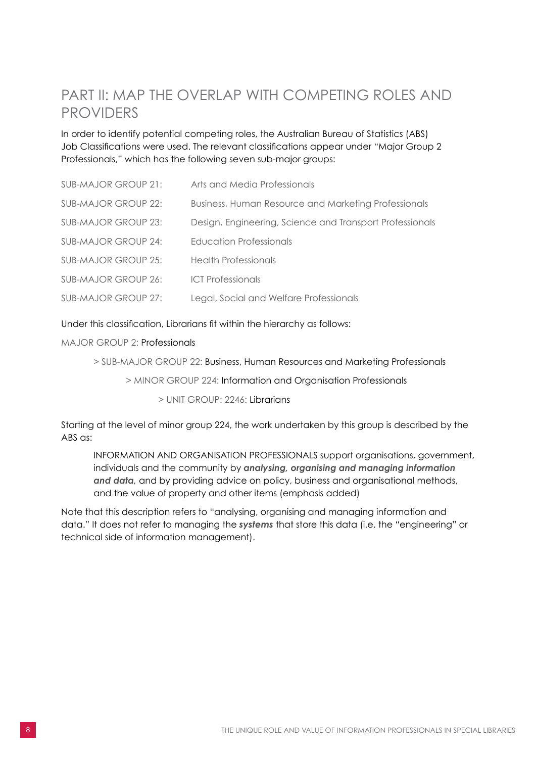## PART II: MAP THE OVERLAP WITH COMPETING ROLES AND PROVIDERS

In order to identify potential competing roles, the Australian Bureau of Statistics (ABS) Job Classifications were used. The relevant classifications appear under "Major Group 2 Professionals," which has the following seven sub-major groups:

| | |
|---|---|
| SUB-MAJOR GROUP 21: | Arts and Media Professionals |
| SUB-MAJOR GROUP 22: | Business, Human Resource and Marketing Professionals |
| SUB-MAJOR GROUP 23: | Design, Engineering, Science and Transport Professionals |
| SUB-MAJOR GROUP 24: | Education Professionals |
| SUB-MAJOR GROUP 25: | Health Professionals |
| SUB-MAJOR GROUP 26: | ICT Professionals |
| SUB-MAJOR GROUP 27: | Legal, Social and Welfare Professionals |

Under this classification, Librarians fit within the hierarchy as follows:

MAJOR GROUP 2: Professionals

> SUB-MAJOR GROUP 22: Business, Human Resources and Marketing Professionals

> MINOR GROUP 224: Information and Organisation Professionals

> UNIT GROUP: 2246: Librarians

Starting at the level of minor group 224, the work undertaken by this group is described by the ABS as:

> INFORMATION AND ORGANISATION PROFESSIONALS support organisations, government, individuals and the community by ***analysing, organising and managing information and data,*** and by providing advice on policy, business and organisational methods, and the value of property and other items (emphasis added)

Note that this description refers to "analysing, organising and managing information and data." It does not refer to managing the ***systems*** that store this data (i.e. the "engineering" or technical side of information management).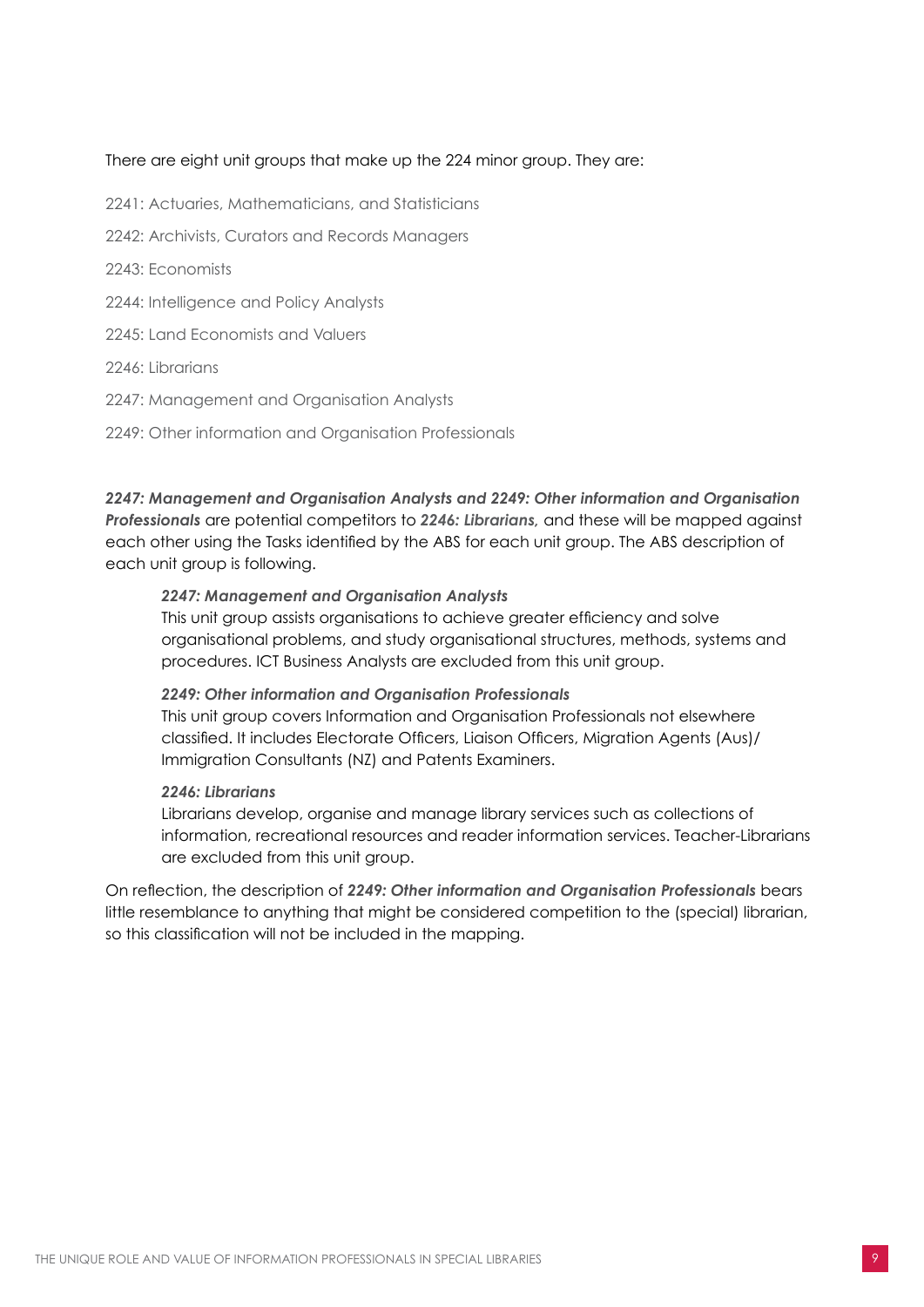There are eight unit groups that make up the 224 minor group. They are:

2241: Actuaries, Mathematicians, and Statisticians

2242: Archivists, Curators and Records Managers

2243: Economists

2244: Intelligence and Policy Analysts

2245: Land Economists and Valuers

2246: Librarians

2247: Management and Organisation Analysts

2249: Other information and Organisation Professionals

***2247: Management and Organisation Analysts and 2249: Other information and Organisation Professionals*** are potential competitors to ***2246: Librarians,*** and these will be mapped against each other using the Tasks identified by the ABS for each unit group. The ABS description of each unit group is following.

> ***2247: Management and Organisation Analysts***
> This unit group assists organisations to achieve greater efficiency and solve organisational problems, and study organisational structures, methods, systems and procedures. ICT Business Analysts are excluded from this unit group.
>
> ***2249: Other information and Organisation Professionals***
> This unit group covers Information and Organisation Professionals not elsewhere classified. It includes Electorate Officers, Liaison Officers, Migration Agents (Aus)/ Immigration Consultants (NZ) and Patents Examiners.
>
> ***2246: Librarians***
> Librarians develop, organise and manage library services such as collections of information, recreational resources and reader information services. Teacher-Librarians are excluded from this unit group.

On reflection, the description of ***2249: Other information and Organisation Professionals*** bears little resemblance to anything that might be considered competition to the (special) librarian, so this classification will not be included in the mapping.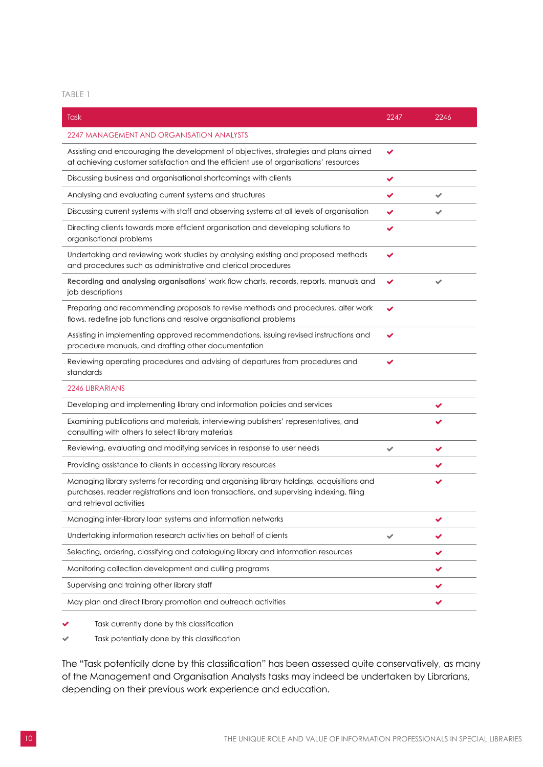TABLE 1

| Task | 2247 | 2246 |
|---|---|---|
| 2247 MANAGEMENT AND ORGANISATION ANALYSTS | | |
| Assisting and encouraging the development of objectives, strategies and plans aimed at achieving customer satisfaction and the efficient use of organisations' resources | ✔ | |
| Discussing business and organisational shortcomings with clients | ✔ | |
| Analysing and evaluating current systems and structures | ✔ | ✔ |
| Discussing current systems with staff and observing systems at all levels of organisation | ✔ | ✔ |
| Directing clients towards more efficient organisation and developing solutions to organisational problems | ✔ | |
| Undertaking and reviewing work studies by analysing existing and proposed methods and procedures such as administrative and clerical procedures | ✔ | |
| **Recording and analysing organisations'** work flow charts, **records**, reports, manuals and job descriptions | ✔ | ✔ |
| Preparing and recommending proposals to revise methods and procedures, alter work flows, redefine job functions and resolve organisational problems | ✔ | |
| Assisting in implementing approved recommendations, issuing revised instructions and procedure manuals, and drafting other documentation | ✔ | |
| Reviewing operating procedures and advising of departures from procedures and standards | ✔ | |
| 2246 LIBRARIANS | | |
| Developing and implementing library and information policies and services | | ✔ |
| Examining publications and materials, interviewing publishers' representatives, and consulting with others to select library materials | | ✔ |
| Reviewing, evaluating and modifying services in response to user needs | ✔ | ✔ |
| Providing assistance to clients in accessing library resources | | ✔ |
| Managing library systems for recording and organising library holdings, acquisitions and purchases, reader registrations and loan transactions, and supervising indexing, filing and retrieval activities | | ✔ |
| Managing inter-library loan systems and information networks | | ✔ |
| Undertaking information research activities on behalf of clients | ✔ | ✔ |
| Selecting, ordering, classifying and cataloguing library and information resources | | ✔ |
| Monitoring collection development and culling programs | | ✔ |
| Supervising and training other library staff | | ✔ |
| May plan and direct library promotion and outreach activities | | ✔ |

✔ (red) Task currently done by this classification

✔ (grey) Task potentially done by this classification

The "Task potentially done by this classification" has been assessed quite conservatively, as many of the Management and Organisation Analysts tasks may indeed be undertaken by Librarians, depending on their previous work experience and education.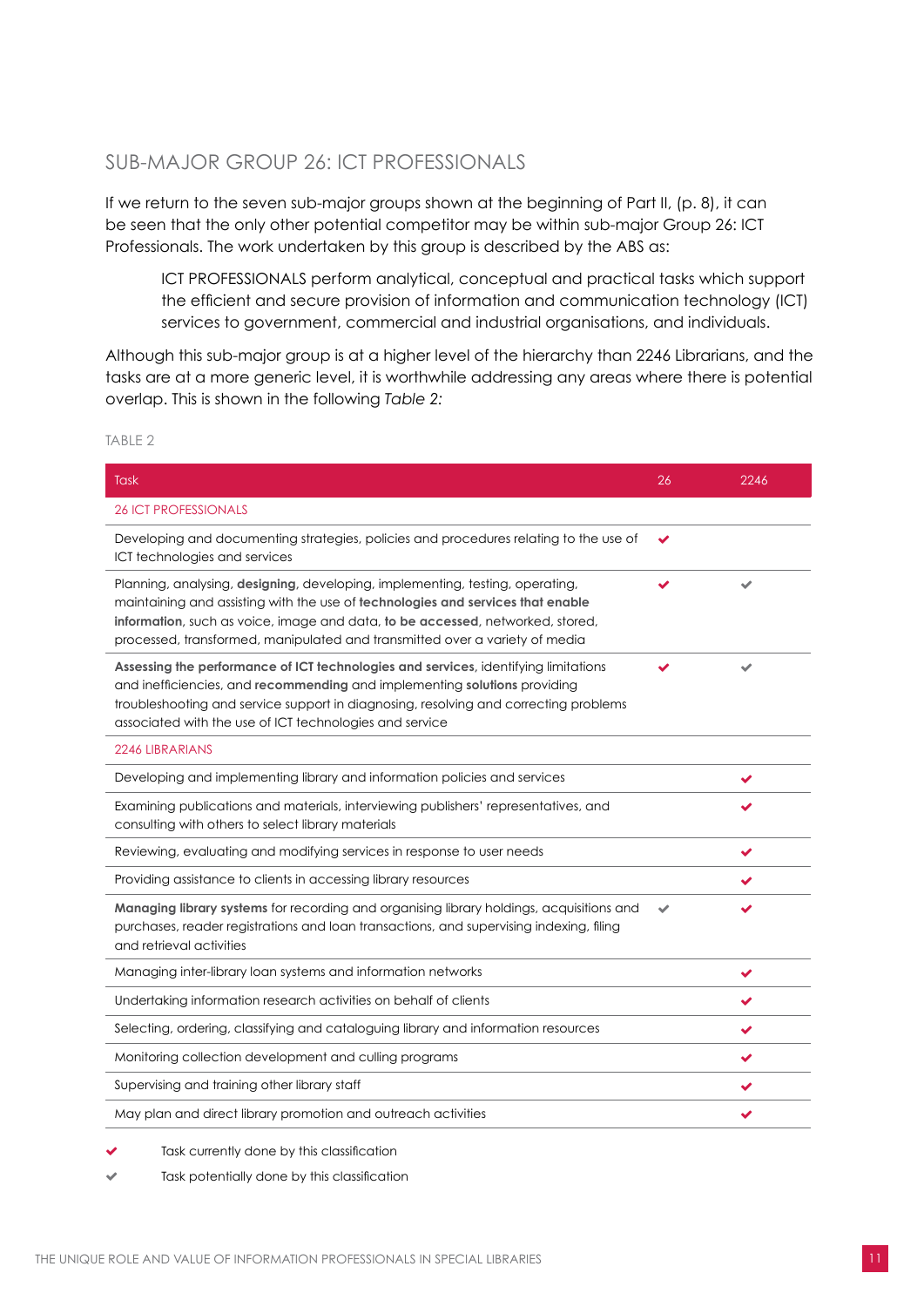## SUB-MAJOR GROUP 26: ICT PROFESSIONALS

If we return to the seven sub-major groups shown at the beginning of Part II, (p. 8), it can be seen that the only other potential competitor may be within sub-major Group 26: ICT Professionals. The work undertaken by this group is described by the ABS as:

> ICT PROFESSIONALS perform analytical, conceptual and practical tasks which support the efficient and secure provision of information and communication technology (ICT) services to government, commercial and industrial organisations, and individuals.

Although this sub-major group is at a higher level of the hierarchy than 2246 Librarians, and the tasks are at a more generic level, it is worthwhile addressing any areas where there is potential overlap. This is shown in the following *Table 2:*

TABLE 2

| Task | 26 | 2246 |
|---|---|---|
| 26 ICT PROFESSIONALS | | |
| Developing and documenting strategies, policies and procedures relating to the use of ICT technologies and services | ✔ | |
| Planning, analysing, **designing**, developing, implementing, testing, operating, maintaining and assisting with the use of **technologies and services that enable information**, such as voice, image and data, **to be accessed**, networked, stored, processed, transformed, manipulated and transmitted over a variety of media | ✔ | ✔ (potentially) |
| **Assessing the performance of ICT technologies and services**, identifying limitations and inefficiencies, and **recommending** and implementing **solutions** providing troubleshooting and service support in diagnosing, resolving and correcting problems associated with the use of ICT technologies and service | ✔ | ✔ (potentially) |
| 2246 LIBRARIANS | | |
| Developing and implementing library and information policies and services | | ✔ |
| Examining publications and materials, interviewing publishers' representatives, and consulting with others to select library materials | | ✔ |
| Reviewing, evaluating and modifying services in response to user needs | | ✔ |
| Providing assistance to clients in accessing library resources | | ✔ |
| **Managing library systems** for recording and organising library holdings, acquisitions and purchases, reader registrations and loan transactions, and supervising indexing, filing and retrieval activities | ✔ (potentially) | ✔ |
| Managing inter-library loan systems and information networks | | ✔ |
| Undertaking information research activities on behalf of clients | | ✔ |
| Selecting, ordering, classifying and cataloguing library and information resources | | ✔ |
| Monitoring collection development and culling programs | | ✔ |
| Supervising and training other library staff | | ✔ |
| May plan and direct library promotion and outreach activities | | ✔ |

✔ Task currently done by this classification

✔ (potentially) Task potentially done by this classification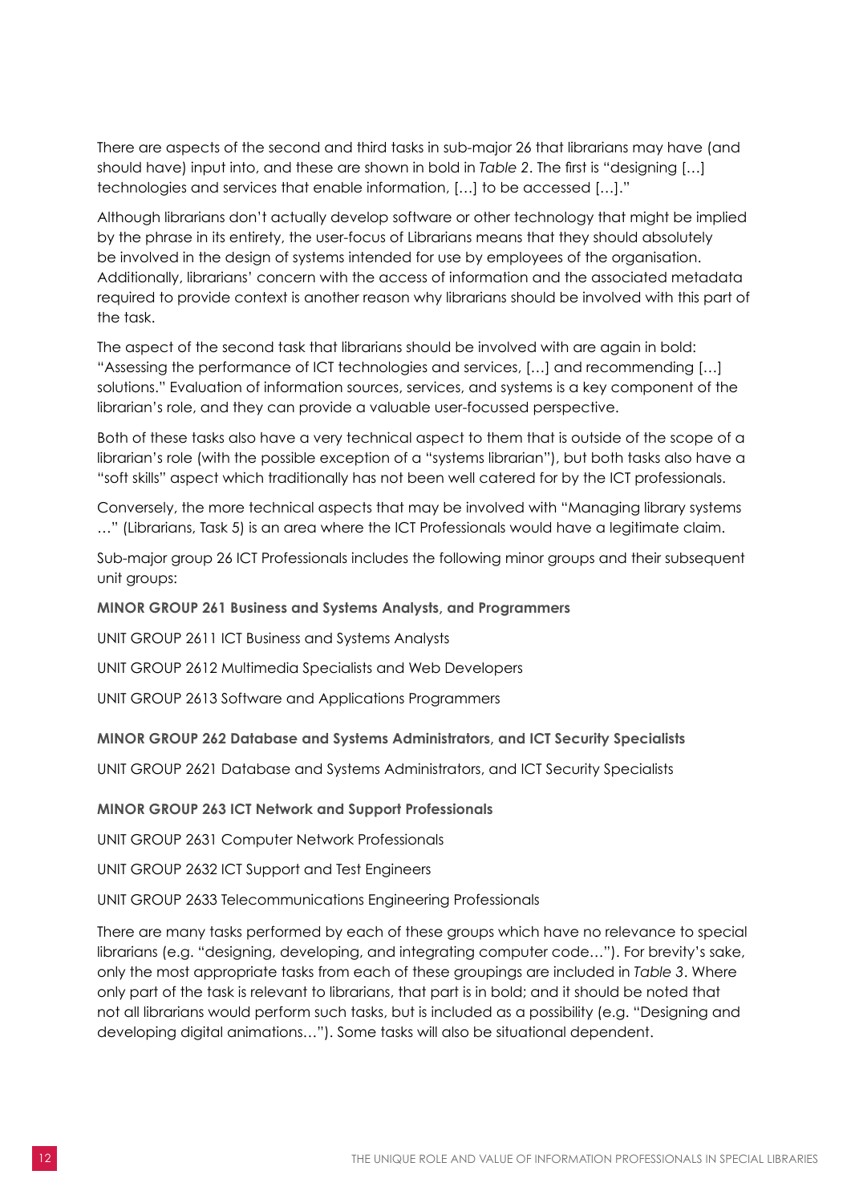There are aspects of the second and third tasks in sub-major 26 that librarians may have (and should have) input into, and these are shown in bold in *Table 2*. The first is "designing […] technologies and services that enable information, […] to be accessed […]."

Although librarians don't actually develop software or other technology that might be implied by the phrase in its entirety, the user-focus of Librarians means that they should absolutely be involved in the design of systems intended for use by employees of the organisation. Additionally, librarians' concern with the access of information and the associated metadata required to provide context is another reason why librarians should be involved with this part of the task.

The aspect of the second task that librarians should be involved with are again in bold: "Assessing the performance of ICT technologies and services, […] and recommending […] solutions." Evaluation of information sources, services, and systems is a key component of the librarian's role, and they can provide a valuable user-focussed perspective.

Both of these tasks also have a very technical aspect to them that is outside of the scope of a librarian's role (with the possible exception of a "systems librarian"), but both tasks also have a "soft skills" aspect which traditionally has not been well catered for by the ICT professionals.

Conversely, the more technical aspects that may be involved with "Managing library systems …" (Librarians, Task 5) is an area where the ICT Professionals would have a legitimate claim.

Sub-major group 26 ICT Professionals includes the following minor groups and their subsequent unit groups:

**MINOR GROUP 261 Business and Systems Analysts, and Programmers**

UNIT GROUP 2611 ICT Business and Systems Analysts

UNIT GROUP 2612 Multimedia Specialists and Web Developers

UNIT GROUP 2613 Software and Applications Programmers

**MINOR GROUP 262 Database and Systems Administrators, and ICT Security Specialists**

UNIT GROUP 2621 Database and Systems Administrators, and ICT Security Specialists

**MINOR GROUP 263 ICT Network and Support Professionals**

UNIT GROUP 2631 Computer Network Professionals

UNIT GROUP 2632 ICT Support and Test Engineers

UNIT GROUP 2633 Telecommunications Engineering Professionals

There are many tasks performed by each of these groups which have no relevance to special librarians (e.g. "designing, developing, and integrating computer code…"). For brevity's sake, only the most appropriate tasks from each of these groupings are included in *Table 3*. Where only part of the task is relevant to librarians, that part is in bold; and it should be noted that not all librarians would perform such tasks, but is included as a possibility (e.g. "Designing and developing digital animations…"). Some tasks will also be situational dependent.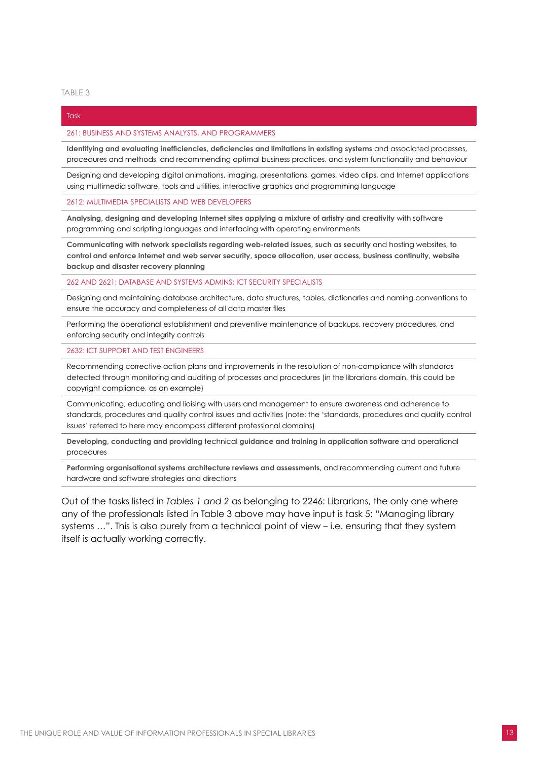TABLE 3

| Task |
|---|
| 261: BUSINESS AND SYSTEMS ANALYSTS, AND PROGRAMMERS |
| **Identifying and evaluating inefficiencies, deficiencies and limitations in existing systems** and associated processes, procedures and methods, and recommending optimal business practices, and system functionality and behaviour |
| Designing and developing digital animations, imaging, presentations, games, video clips, and Internet applications using multimedia software, tools and utilities, interactive graphics and programming language |
| 2612: MULTIMEDIA SPECIALISTS AND WEB DEVELOPERS |
| **Analysing, designing and developing Internet sites applying a mixture of artistry and creativity** with software programming and scripting languages and interfacing with operating environments |
| **Communicating with network specialists regarding web-related issues, such as security** and hosting websites, **to control and enforce Internet and web server security, space allocation, user access, business continuity, website backup and disaster recovery planning** |
| 262 AND 2621: DATABASE AND SYSTEMS ADMINS; ICT SECURITY SPECIALISTS |
| Designing and maintaining database architecture, data structures, tables, dictionaries and naming conventions to ensure the accuracy and completeness of all data master files |
| Performing the operational establishment and preventive maintenance of backups, recovery procedures, and enforcing security and integrity controls |
| 2632: ICT SUPPORT AND TEST ENGINEERS |
| Recommending corrective action plans and improvements in the resolution of non-compliance with standards detected through monitoring and auditing of processes and procedures (in the librarians domain, this could be copyright compliance, as an example) |
| Communicating, educating and liaising with users and management to ensure awareness and adherence to standards, procedures and quality control issues and activities (note: the 'standards, procedures and quality control issues' referred to here may encompass different professional domains) |
| **Developing, conducting and providing** technical **guidance and training in application software** and operational procedures |
| **Performing organisational systems architecture reviews and assessments**, and recommending current and future hardware and software strategies and directions |

Out of the tasks listed in *Tables 1 and 2* as belonging to 2246: Librarians, the only one where any of the professionals listed in Table 3 above may have input is task 5: "Managing library systems …". This is also purely from a technical point of view – i.e. ensuring that they system itself is actually working correctly.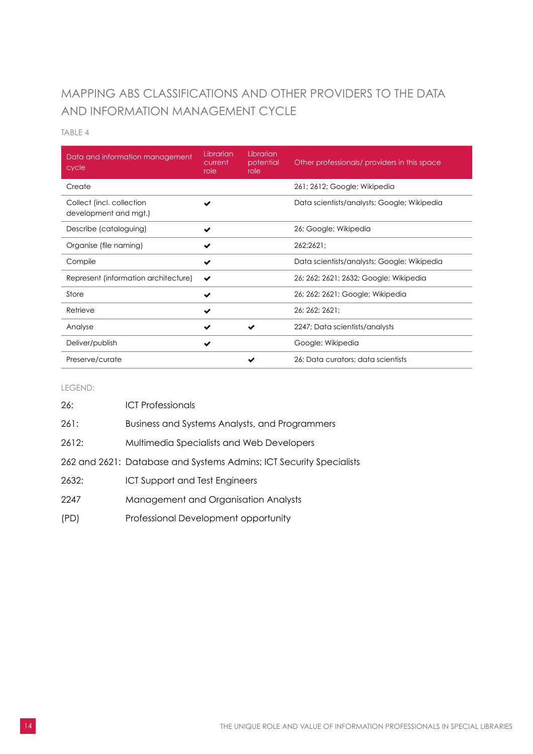## MAPPING ABS CLASSIFICATIONS AND OTHER PROVIDERS TO THE DATA AND INFORMATION MANAGEMENT CYCLE

TABLE 4

| Data and information management cycle | Librarian current role | Librarian potential role | Other professionals/ providers in this space |
|---|---|---|---|
| Create | | | 261; 2612; Google; Wikipedia |
| Collect (incl. collection development and mgt.) | ✔ | | Data scientists/analysts; Google; Wikipedia |
| Describe (cataloguing) | ✔ | | 26; Google; Wikipedia |
| Organise (file naming) | ✔ | | 262;2621; |
| Compile | ✔ | | Data scientists/analysts; Google; Wikipedia |
| Represent (information architecture) | ✔ | | 26; 262; 2621; 2632; Google; Wikipedia |
| Store | ✔ | | 26; 262; 2621; Google; Wikipedia |
| Retrieve | ✔ | | 26; 262; 2621; |
| Analyse | ✔ | ✔ | 2247; Data scientists/analysts |
| Deliver/publish | ✔ | | Google; Wikipedia |
| Preserve/curate | | ✔ | 26; Data curators; data scientists |

LEGEND:

| | |
|---|---|
| 26: | ICT Professionals |
| 261: | Business and Systems Analysts, and Programmers |
| 2612: | Multimedia Specialists and Web Developers |
| 262 and 2621: | Database and Systems Admins; ICT Security Specialists |
| 2632: | ICT Support and Test Engineers |
| 2247 | Management and Organisation Analysts |
| (PD) | Professional Development opportunity |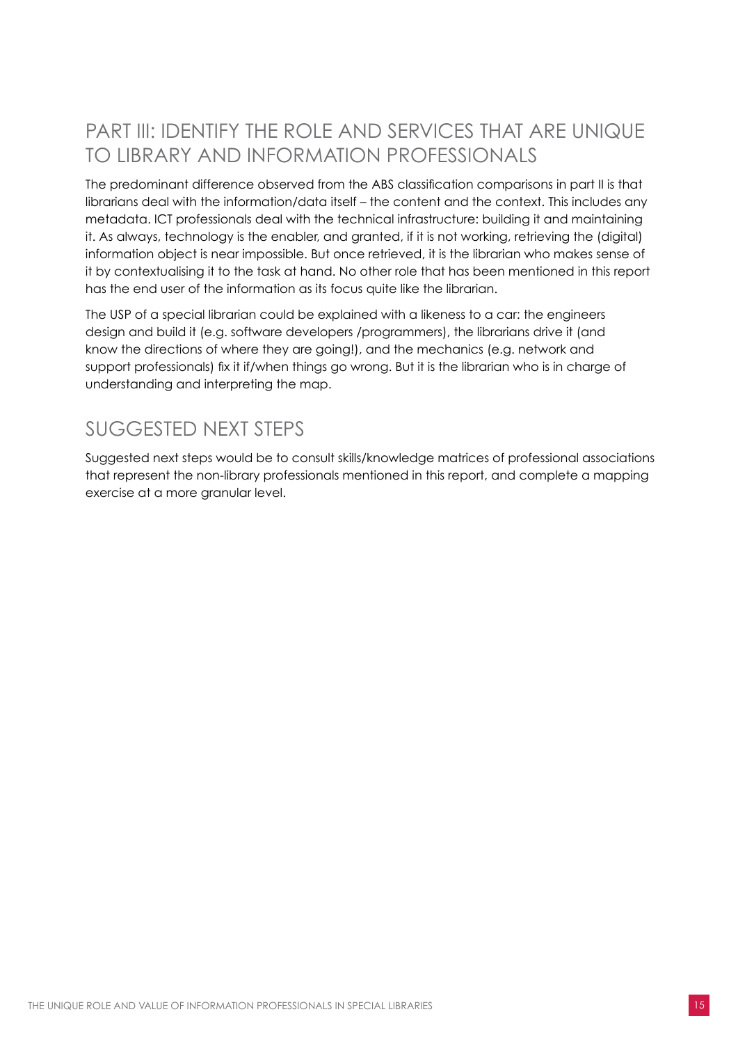## PART III: IDENTIFY THE ROLE AND SERVICES THAT ARE UNIQUE TO LIBRARY AND INFORMATION PROFESSIONALS

The predominant difference observed from the ABS classification comparisons in part II is that librarians deal with the information/data itself – the content and the context. This includes any metadata. ICT professionals deal with the technical infrastructure: building it and maintaining it. As always, technology is the enabler, and granted, if it is not working, retrieving the (digital) information object is near impossible. But once retrieved, it is the librarian who makes sense of it by contextualising it to the task at hand. No other role that has been mentioned in this report has the end user of the information as its focus quite like the librarian.

The USP of a special librarian could be explained with a likeness to a car: the engineers design and build it (e.g. software developers /programmers), the librarians drive it (and know the directions of where they are going!), and the mechanics (e.g. network and support professionals) fix it if/when things go wrong. But it is the librarian who is in charge of understanding and interpreting the map.

## SUGGESTED NEXT STEPS

Suggested next steps would be to consult skills/knowledge matrices of professional associations that represent the non-library professionals mentioned in this report, and complete a mapping exercise at a more granular level.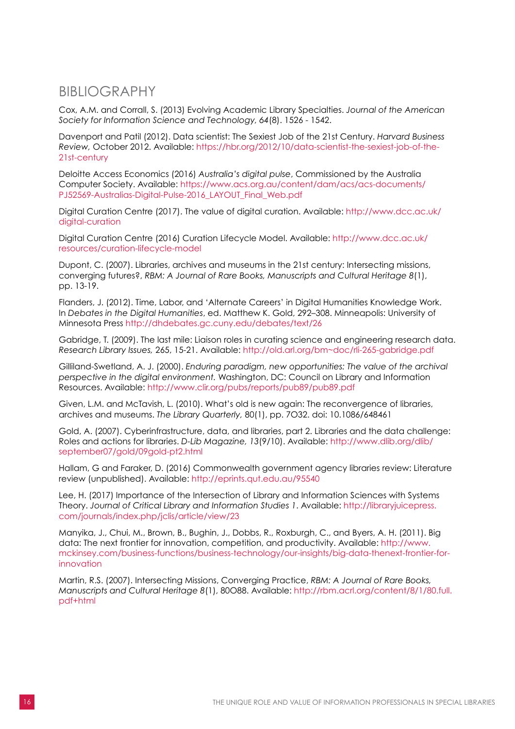# BIBLIOGRAPHY

Cox, A.M. and Corrall, S. (2013) Evolving Academic Library Specialties. *Journal of the American Society for Information Science and Technology, 64*(8). 1526 - 1542.

Davenport and Patil (2012). Data scientist: The Sexiest Job of the 21st Century. *Harvard Business Review,* October 2012. Available: https://hbr.org/2012/10/data-scientist-the-sexiest-job-of-the-21st-century

Deloitte Access Economics (2016) *Australia's digital pulse*, Commissioned by the Australia Computer Society. Available: https://www.acs.org.au/content/dam/acs/acs-documents/PJ52569-Australias-Digital-Pulse-2016_LAYOUT_Final_Web.pdf

Digital Curation Centre (2017). The value of digital curation. Available: http://www.dcc.ac.uk/digital-curation

Digital Curation Centre (2016) Curation Lifecycle Model. Available: http://www.dcc.ac.uk/resources/curation-lifecycle-model

Dupont, C. (2007). Libraries, archives and museums in the 21st century: Intersecting missions, converging futures?, *RBM: A Journal of Rare Books, Manuscripts and Cultural Heritage 8*(1), pp. 13-19.

Flanders, J. (2012). Time, Labor, and 'Alternate Careers' in Digital Humanities Knowledge Work. In *Debates in the Digital Humanities*, ed. Matthew K. Gold, 292–308. Minneapolis: University of Minnesota Press http://dhdebates.gc.cuny.edu/debates/text/26

Gabridge, T. (2009). The last mile: Liaison roles in curating science and engineering research data. *Research Library Issues,* 265, 15-21. Available: http://old.arl.org/bm~doc/rli-265-gabridge.pdf

Gilliland-Swetland, A. J. (2000). *Enduring paradigm, new opportunities: The value of the archival perspective in the digital environment.* Washington, DC: Council on Library and Information Resources. Available: http://www.clir.org/pubs/reports/pub89/pub89.pdf

Given, L.M. and McTavish, L. (2010). What's old is new again: The reconvergence of libraries, archives and museums. *The Library Quarterly,* 80(1), pp. 7O32. doi: 10.1086/648461

Gold, A. (2007). Cyberinfrastructure, data, and libraries, part 2. Libraries and the data challenge: Roles and actions for libraries. *D-Lib Magazine, 13*(9/10). Available: http://www.dlib.org/dlib/september07/gold/09gold-pt2.html

Hallam, G and Faraker, D. (2016) Commonwealth government agency libraries review: Literature review (unpublished). Available: http://eprints.qut.edu.au/95540

Lee, H. (2017) Importance of the Intersection of Library and Information Sciences with Systems Theory. *Journal of Critical Library and Information Studies 1*. Available: http://libraryjuicepress.com/journals/index.php/jclis/article/view/23

Manyika, J., Chui, M., Brown, B., Bughin, J., Dobbs, R., Roxburgh, C., and Byers, A. H. (2011). Big data: The next frontier for innovation, competition, and productivity. Available: http://www.mckinsey.com/business-functions/business-technology/our-insights/big-data-thenext-frontier-for-innovation

Martin, R.S. (2007). Intersecting Missions, Converging Practice, *RBM: A Journal of Rare Books, Manuscripts and Cultural Heritage 8*(1), 80O88. Available: http://rbm.acrl.org/content/8/1/80.full.pdf+html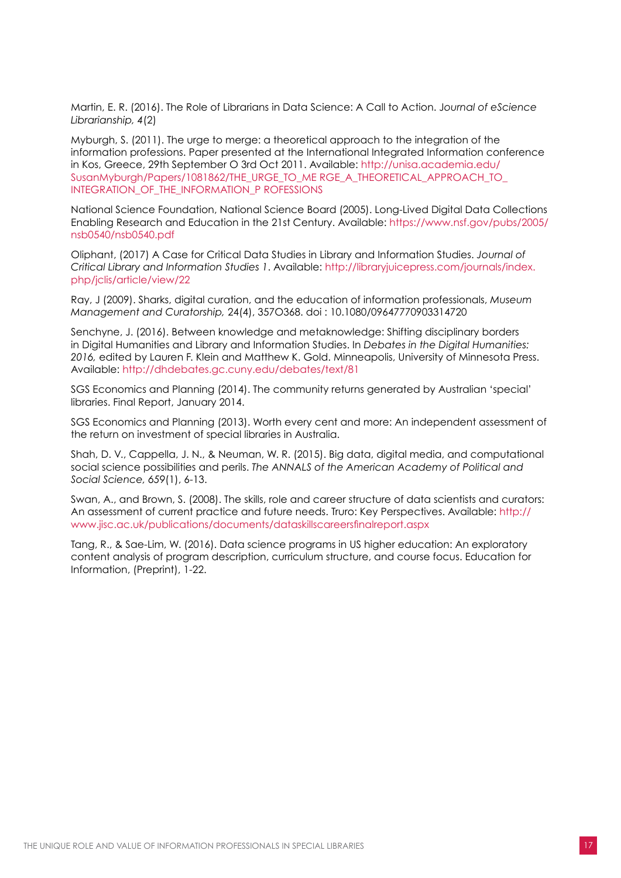Martin, E. R. (2016). The Role of Librarians in Data Science: A Call to Action. *Journal of eScience Librarianship, 4*(2)

Myburgh, S. (2011). The urge to merge: a theoretical approach to the integration of the information professions. Paper presented at the International Integrated Information conference in Kos, Greece, 29th September O 3rd Oct 2011. Available: http://unisa.academia.edu/SusanMyburgh/Papers/1081862/THE_URGE_TO_ME RGE_A_THEORETICAL_APPROACH_TO_INTEGRATION_OF_THE_INFORMATION_P ROFESSIONS

National Science Foundation, National Science Board (2005). Long-Lived Digital Data Collections Enabling Research and Education in the 21st Century. Available: https://www.nsf.gov/pubs/2005/nsb0540/nsb0540.pdf

Oliphant, (2017) A Case for Critical Data Studies in Library and Information Studies. *Journal of Critical Library and Information Studies 1*. Available: http://libraryjuicepress.com/journals/index.php/jclis/article/view/22

Ray, J (2009). Sharks, digital curation, and the education of information professionals, *Museum Management and Curatorship,* 24(4), 357O368. doi : 10.1080/09647770903314720

Senchyne, J. (2016). Between knowledge and metaknowledge: Shifting disciplinary borders in Digital Humanities and Library and Information Studies. In *Debates in the Digital Humanities: 2016,* edited by Lauren F. Klein and Matthew K. Gold. Minneapolis, University of Minnesota Press. Available: http://dhdebates.gc.cuny.edu/debates/text/81

SGS Economics and Planning (2014). The community returns generated by Australian 'special' libraries. Final Report, January 2014.

SGS Economics and Planning (2013). Worth every cent and more: An independent assessment of the return on investment of special libraries in Australia.

Shah, D. V., Cappella, J. N., & Neuman, W. R. (2015). Big data, digital media, and computational social science possibilities and perils. *The ANNALS of the American Academy of Political and Social Science, 659*(1), 6-13.

Swan, A., and Brown, S. (2008). The skills, role and career structure of data scientists and curators: An assessment of current practice and future needs. Truro: Key Perspectives. Available: http://www.jisc.ac.uk/publications/documents/dataskillscareersfinalreport.aspx

Tang, R., & Sae-Lim, W. (2016). Data science programs in US higher education: An exploratory content analysis of program description, curriculum structure, and course focus. Education for Information, (Preprint), 1-22.